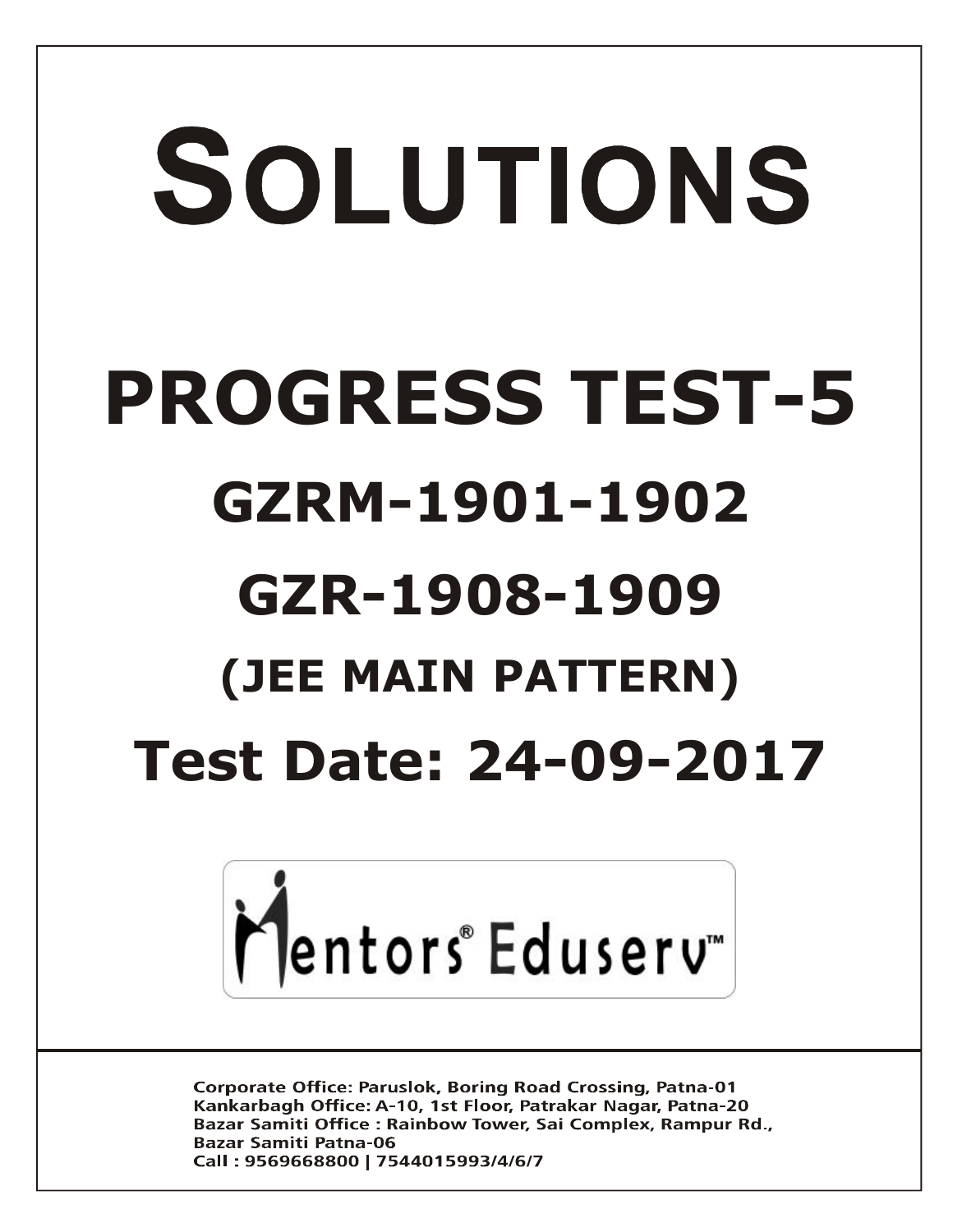# SOLUTIONS

# PROGRESS TEST-5

## GZRM-1901-1902

## GZR-1908-1909

## (JEE MAIN PATTERN)

## Test Date: 24-09-2017

Mentors® Eduserv™

**Corporate Office: Paruslok, Boring Road Crossing, Patna-01**
**Kankarbagh Office: A-10, 1st Floor, Patrakar Nagar, Patna-20**
**Bazar Samiti Office : Rainbow Tower, Sai Complex, Rampur Rd., Bazar Samiti Patna-06**
**Call : 9569668800 | 7544015993/4/6/7**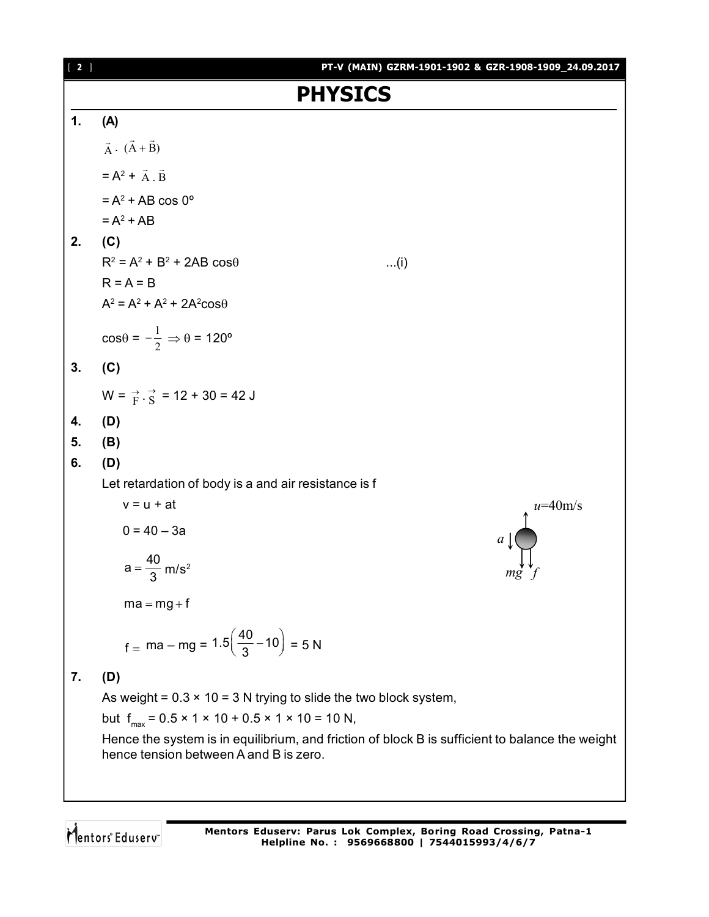# PHYSICS

**1. (A)**

$\vec{A} \cdot (\vec{A} + \vec{B})$

$= A^2 + \vec{A} \cdot \vec{B}$

$= A^2 + AB \cos 0°$

$= A^2 + AB$

**2. (C)**

$R^2 = A^2 + B^2 + 2AB \cos\theta$ ...(i)

$R = A = B$

$A^2 = A^2 + A^2 + 2A^2\cos\theta$

$\cos\theta = -\frac{1}{2} \Rightarrow \theta = 120°$

**3. (C)**

$W = \vec{F} \cdot \vec{S} = 12 + 30 = 42$ J

**4. (D)**

**5. (B)**

**6. (D)**

Let retardation of body is a and air resistance is f

$v = u + at$

$0 = 40 - 3a$

$a = \frac{40}{3}$ m/s$^2$

$ma = mg + f$

$f = ma - mg = 1.5\left(\frac{40}{3} - 10\right) = 5$ N

**7. (D)**

As weight = 0.3 × 10 = 3 N trying to slide the two block system,

but $f_{max} = 0.5 \times 1 \times 10 + 0.5 \times 1 \times 10 = 10$ N,

Hence the system is in equilibrium, and friction of block B is sufficient to balance the weight hence tension between A and B is zero.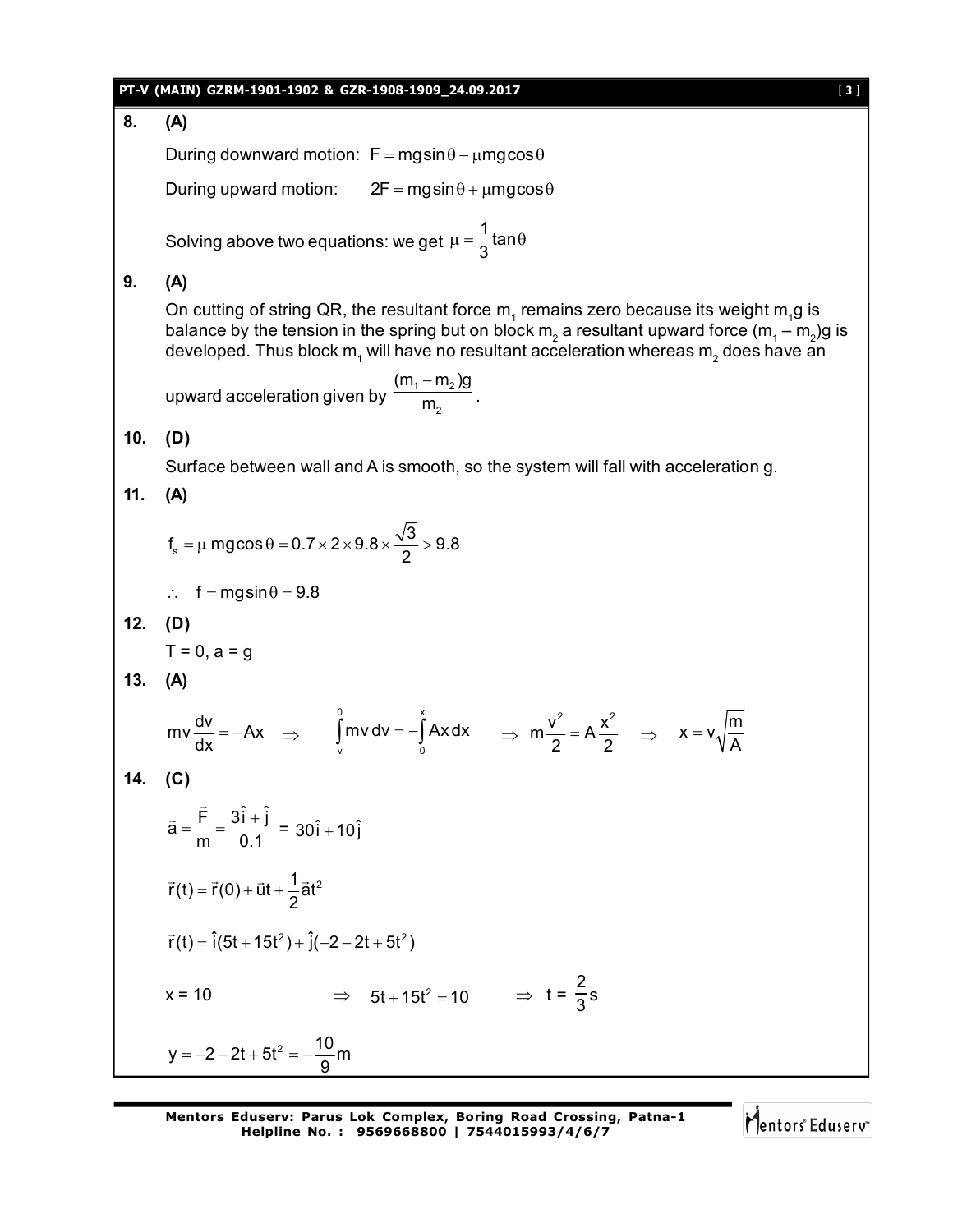**8. (A)**

During downward motion: $F = mg\sin\theta - \mu mg\cos\theta$

During upward motion: $2F = mg\sin\theta + \mu mg\cos\theta$

Solving above two equations: we get $\mu = \dfrac{1}{3}\tan\theta$

**9. (A)**

On cutting of string QR, the resultant force $m_1$ remains zero because its weight $m_1g$ is balance by the tension in the spring but on block $m_2$ a resultant upward force $(m_1 - m_2)g$ is developed. Thus block $m_1$ will have no resultant acceleration whereas $m_2$ does have an upward acceleration given by $\dfrac{(m_1 - m_2)g}{m_2}$.

**10. (D)**

Surface between wall and A is smooth, so the system will fall with acceleration g.

**11. (A)**

$$f_s = \mu\, mg\cos\theta = 0.7 \times 2 \times 9.8 \times \frac{\sqrt{3}}{2} > 9.8$$

$\therefore \quad f = mg\sin\theta = 9.8$

**12. (D)**

T = 0, a = g

**13. (A)**

$$mv\frac{dv}{dx} = -Ax \quad \Rightarrow \quad \int_v^0 mv\,dv = -\int_0^x Ax\,dx \quad \Rightarrow \quad m\frac{v^2}{2} = A\frac{x^2}{2} \quad \Rightarrow \quad x = v\sqrt{\frac{m}{A}}$$

**14. (C)**

$$\vec{a} = \frac{\vec{F}}{m} = \frac{3\hat{i} + \hat{j}}{0.1} = 30\hat{i} + 10\hat{j}$$

$$\vec{r}(t) = \vec{r}(0) + \vec{u}t + \frac{1}{2}\vec{a}t^2$$

$$\vec{r}(t) = \hat{i}(5t + 15t^2) + \hat{j}(-2 - 2t + 5t^2)$$

$x = 10 \quad \Rightarrow \quad 5t + 15t^2 = 10 \quad \Rightarrow \quad t = \dfrac{2}{3}\,\text{s}$

$$y = -2 - 2t + 5t^2 = -\frac{10}{9}\,\text{m}$$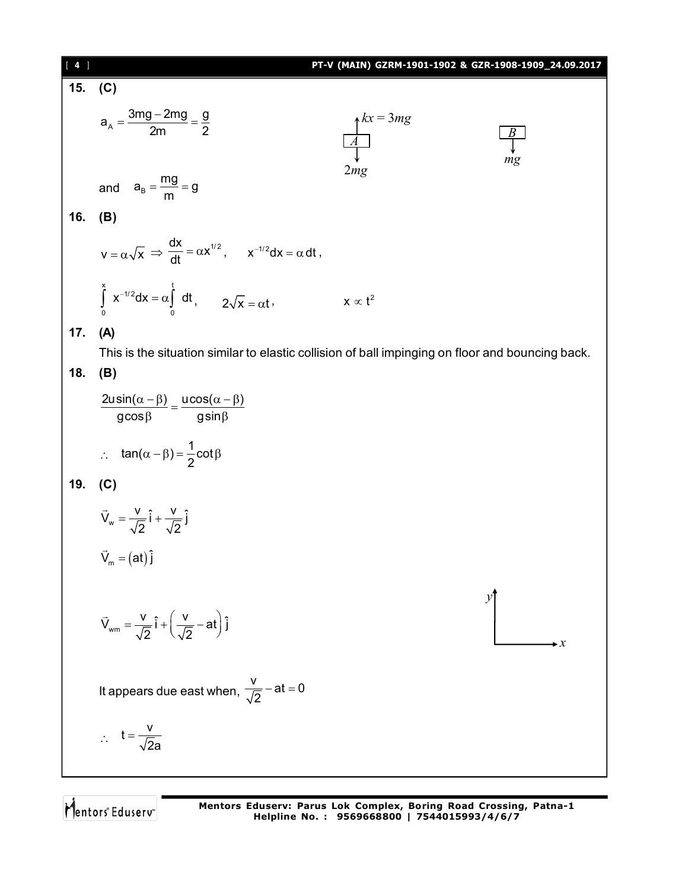**15. (C)**

$$a_A = \frac{3mg - 2mg}{2m} = \frac{g}{2}$$

$kx = 3mg$

$A$

$2mg$

$B$

$mg$

and $\quad a_B = \frac{mg}{m} = g$

**16. (B)**

$$v = \alpha\sqrt{x} \Rightarrow \frac{dx}{dt} = \alpha x^{1/2}, \quad x^{-1/2}dx = \alpha\, dt,$$

$$\int_0^x x^{-1/2}dx = \alpha\int_0^t dt, \quad 2\sqrt{x} = \alpha t, \quad x \propto t^2$$

**17. (A)**

This is the situation similar to elastic collision of ball impinging on floor and bouncing back.

**18. (B)**

$$\frac{2u\sin(\alpha - \beta)}{g\cos\beta} = \frac{u\cos(\alpha - \beta)}{g\sin\beta}$$

$$\therefore \quad \tan(\alpha - \beta) = \frac{1}{2}\cot\beta$$

**19. (C)**

$$\vec{V}_w = \frac{v}{\sqrt{2}}\hat{i} + \frac{v}{\sqrt{2}}\hat{j}$$

$$\vec{V}_m = (at)\hat{j}$$

$$\vec{V}_{wm} = \frac{v}{\sqrt{2}}\hat{i} + \left(\frac{v}{\sqrt{2}} - at\right)\hat{j}$$

$y$

$x$

It appears due east when, $\frac{v}{\sqrt{2}} - at = 0$

$$\therefore \quad t = \frac{v}{\sqrt{2}a}$$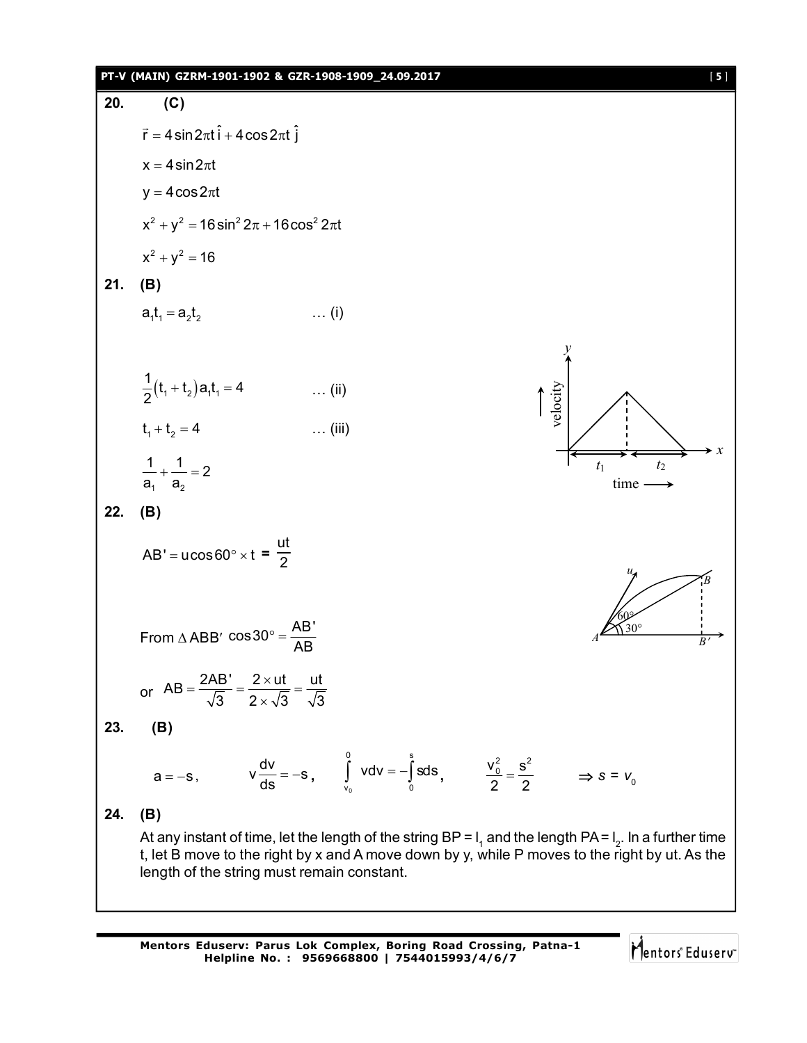**20.** **(C)**

$$\vec{r} = 4\sin 2\pi t\,\hat{i} + 4\cos 2\pi t\,\hat{j}$$

$$x = 4\sin 2\pi t$$

$$y = 4\cos 2\pi t$$

$$x^2 + y^2 = 16\sin^2 2\pi + 16\cos^2 2\pi t$$

$$x^2 + y^2 = 16$$

**21.** **(B)**

$$a_1 t_1 = a_2 t_2 \qquad \ldots \text{(i)}$$

$$\frac{1}{2}(t_1 + t_2)a_1 t_1 = 4 \qquad \ldots \text{(ii)}$$

$$t_1 + t_2 = 4 \qquad \ldots \text{(iii)}$$

$$\frac{1}{a_1} + \frac{1}{a_2} = 2$$

**22.** **(B)**

$$AB' = u\cos 60^\circ \times t = \frac{ut}{2}$$

From $\Delta ABB'$ $\cos 30^\circ = \frac{AB'}{AB}$

or $AB = \frac{2AB'}{\sqrt{3}} = \frac{2 \times ut}{2 \times \sqrt{3}} = \frac{ut}{\sqrt{3}}$

**23.** **(B)**

$$a = -s, \qquad v\frac{dv}{ds} = -s, \qquad \int_{v_0}^{0} v\,dv = -\int_0^s s\,ds, \qquad \frac{v_0^2}{2} = \frac{s^2}{2} \qquad \Rightarrow s = v_0$$

**24.** **(B)**

At any instant of time, let the length of the string BP = $l_1$ and the length PA = $l_2$. In a further time t, let B move to the right by x and A move down by y, while P moves to the right by ut. As the length of the string must remain constant.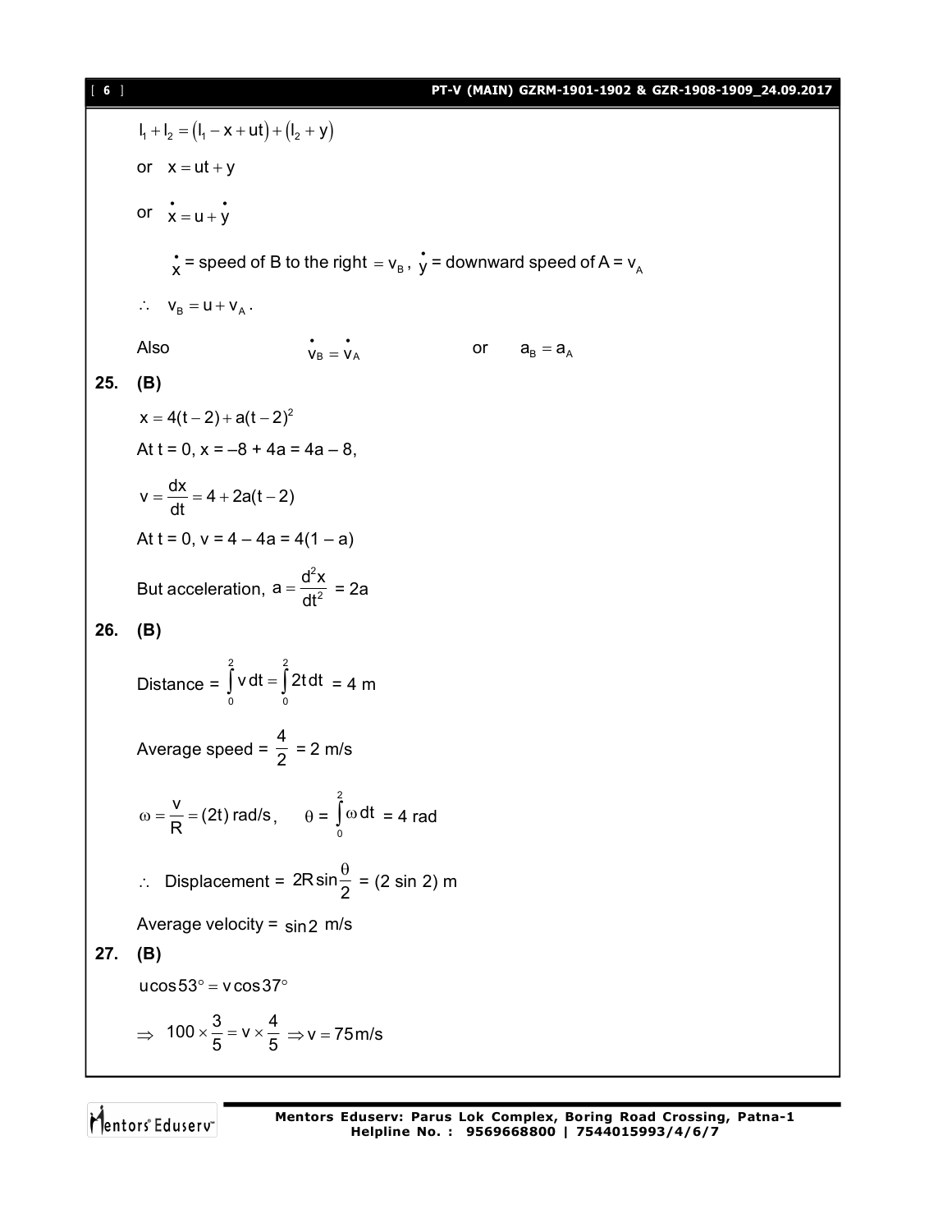$$l_1 + l_2 = (l_1 - x + ut) + (l_2 + y)$$

or $x = ut + y$

or $\dot{x} = u + \dot{y}$

$\dot{x}$ = speed of B to the right $= v_B$, $\dot{y}$ = downward speed of A = $v_A$

$\therefore \quad v_B = u + v_A$.

Also $\quad \dot{v}_B = \dot{v}_A \quad$ or $\quad a_B = a_A$

**25. (B)**

$x = 4(t-2) + a(t-2)^2$

At t = 0, x = –8 + 4a = 4a – 8,

$$v = \frac{dx}{dt} = 4 + 2a(t-2)$$

At t = 0, v = 4 – 4a = 4(1 – a)

But acceleration, $a = \frac{d^2x}{dt^2}$ = 2a

**26. (B)**

Distance = $\int_0^2 v\,dt = \int_0^2 2t\,dt$ = 4 m

Average speed = $\frac{4}{2}$ = 2 m/s

$\omega = \frac{v}{R} = (2t)$ rad/s, $\quad \theta = \int_0^2 \omega\,dt$ = 4 rad

$\therefore$ Displacement = $2R\sin\frac{\theta}{2}$ = (2 sin 2) m

Average velocity = $\sin 2$ m/s

**27. (B)**

$u\cos 53^\circ = v\cos 37^\circ$

$$\Rightarrow \ 100 \times \frac{3}{5} = v \times \frac{4}{5} \Rightarrow v = 75\,\text{m/s}$$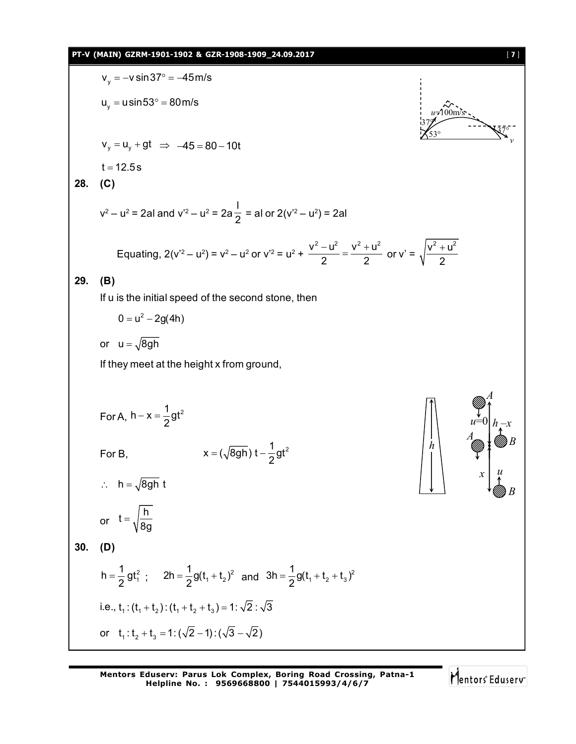$$v_y = -v\sin 37° = -45\,\text{m/s}$$

$$u_y = u\sin 53° = 80\,\text{m/s}$$

$$v_y = u_y + gt \Rightarrow -45 = 80 - 10t$$

$$t = 12.5\,\text{s}$$

**28. (C)**

$v^2 - u^2 = 2al$ and $v'^2 - u^2 = 2a\dfrac{l}{2} = al$ or $2(v'^2 - u^2) = 2al$

Equating, $2(v'^2 - u^2) = v^2 - u^2$ or $v'^2 = u^2 + \dfrac{v^2 - u^2}{2} = \dfrac{v^2 + u^2}{2}$ or $v' = \sqrt{\dfrac{v^2 + u^2}{2}}$

**29. (B)**

If u is the initial speed of the second stone, then

$$0 = u^2 - 2g(4h)$$

or $u = \sqrt{8gh}$

If they meet at the height x from ground,

For A, $h - x = \dfrac{1}{2}gt^2$

For B, $x = (\sqrt{8gh})\,t - \dfrac{1}{2}gt^2$

$\therefore\ h = \sqrt{8gh}\ t$

or $t = \sqrt{\dfrac{h}{8g}}$

**30. (D)**

$h = \dfrac{1}{2}gt_1^2$ ; $2h = \dfrac{1}{2}g(t_1 + t_2)^2$ and $3h = \dfrac{1}{2}g(t_1 + t_2 + t_3)^2$

i.e., $t_1 : (t_1 + t_2) : (t_1 + t_2 + t_3) = 1 : \sqrt{2} : \sqrt{3}$

or $t_1 : t_2 + t_3 = 1 : (\sqrt{2} - 1) : (\sqrt{3} - \sqrt{2})$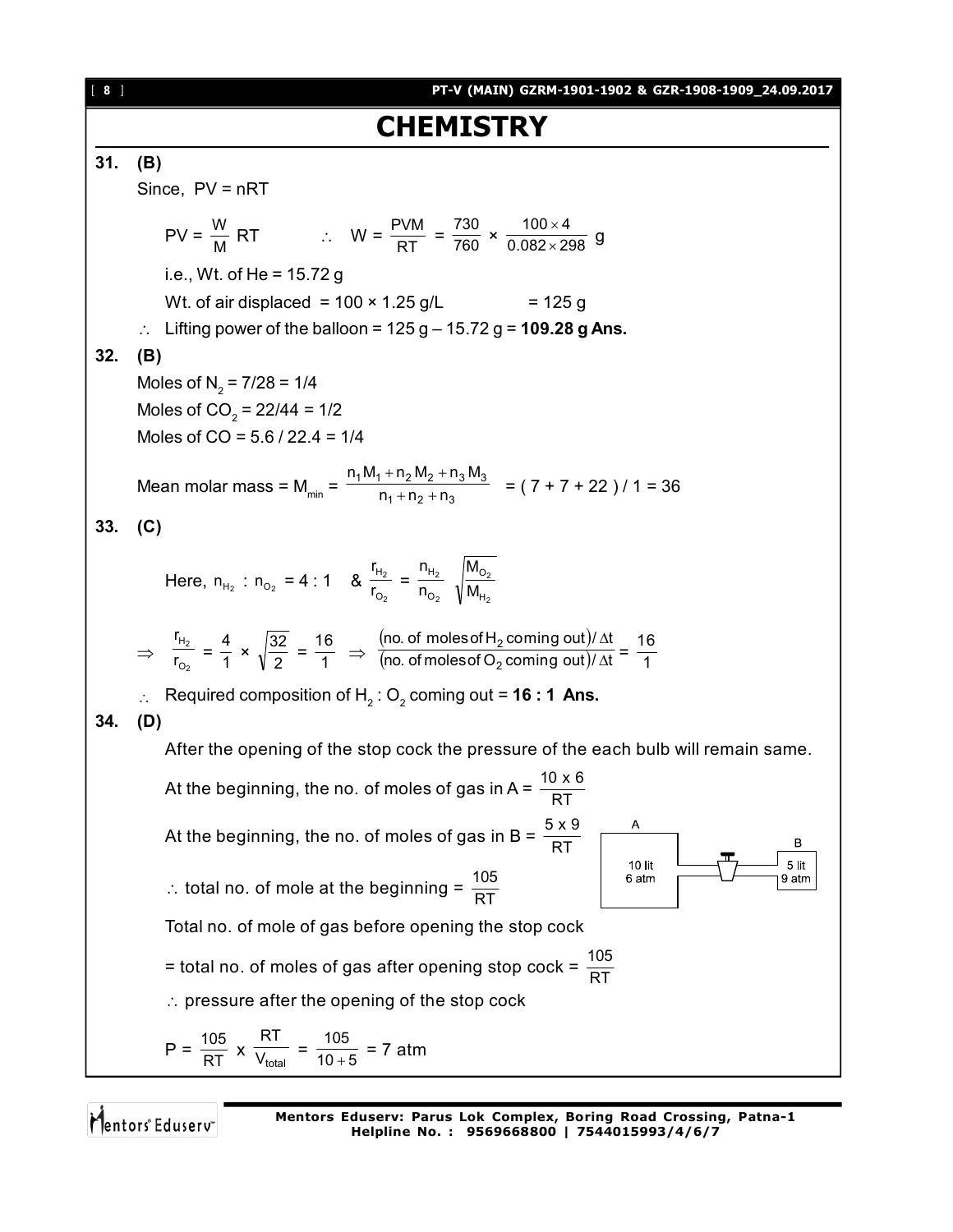# CHEMISTRY

**31. (B)**

Since, PV = nRT

$$PV = \frac{W}{M} RT \qquad \therefore \quad W = \frac{PVM}{RT} = \frac{730}{760} \times \frac{100 \times 4}{0.082 \times 298} \text{ g}$$

i.e., Wt. of He = 15.72 g

Wt. of air displaced = 100 × 1.25 g/L = 125 g

$\therefore$ Lifting power of the balloon = 125 g – 15.72 g = **109.28 g Ans.**

**32. (B)**

Moles of $N_2$ = 7/28 = 1/4

Moles of $CO_2$ = 22/44 = 1/2

Moles of CO = 5.6 / 22.4 = 1/4

$$\text{Mean molar mass} = M_{min} = \frac{n_1 M_1 + n_2 M_2 + n_3 M_3}{n_1 + n_2 + n_3} = (7 + 7 + 22) / 1 = 36$$

**33. (C)**

Here, $n_{H_2} : n_{O_2} = 4 : 1$ & $\frac{r_{H_2}}{r_{O_2}} = \frac{n_{H_2}}{n_{O_2}} \sqrt{\frac{M_{O_2}}{M_{H_2}}}$

$$\Rightarrow \frac{r_{H_2}}{r_{O_2}} = \frac{4}{1} \times \sqrt{\frac{32}{2}} = \frac{16}{1} \Rightarrow \frac{(\text{no. of moles of } H_2 \text{ coming out})/\Delta t}{(\text{no. of moles of } O_2 \text{ coming out})/\Delta t} = \frac{16}{1}$$

$\therefore$ Required composition of $H_2 : O_2$ coming out = **16 : 1 Ans.**

**34. (D)**

After the opening of the stop cock the pressure of the each bulb will remain same.

At the beginning, the no. of moles of gas in A = $\frac{10 \times 6}{RT}$

At the beginning, the no. of moles of gas in B = $\frac{5 \times 9}{RT}$

A: 10 lit, 6 atm; B: 5 lit, 9 atm

$\therefore$ total no. of mole at the beginning = $\frac{105}{RT}$

Total no. of mole of gas before opening the stop cock

= total no. of moles of gas after opening stop cock = $\frac{105}{RT}$

$\therefore$ pressure after the opening of the stop cock

$$P = \frac{105}{RT} \times \frac{RT}{V_{total}} = \frac{105}{10 + 5} = 7 \text{ atm}$$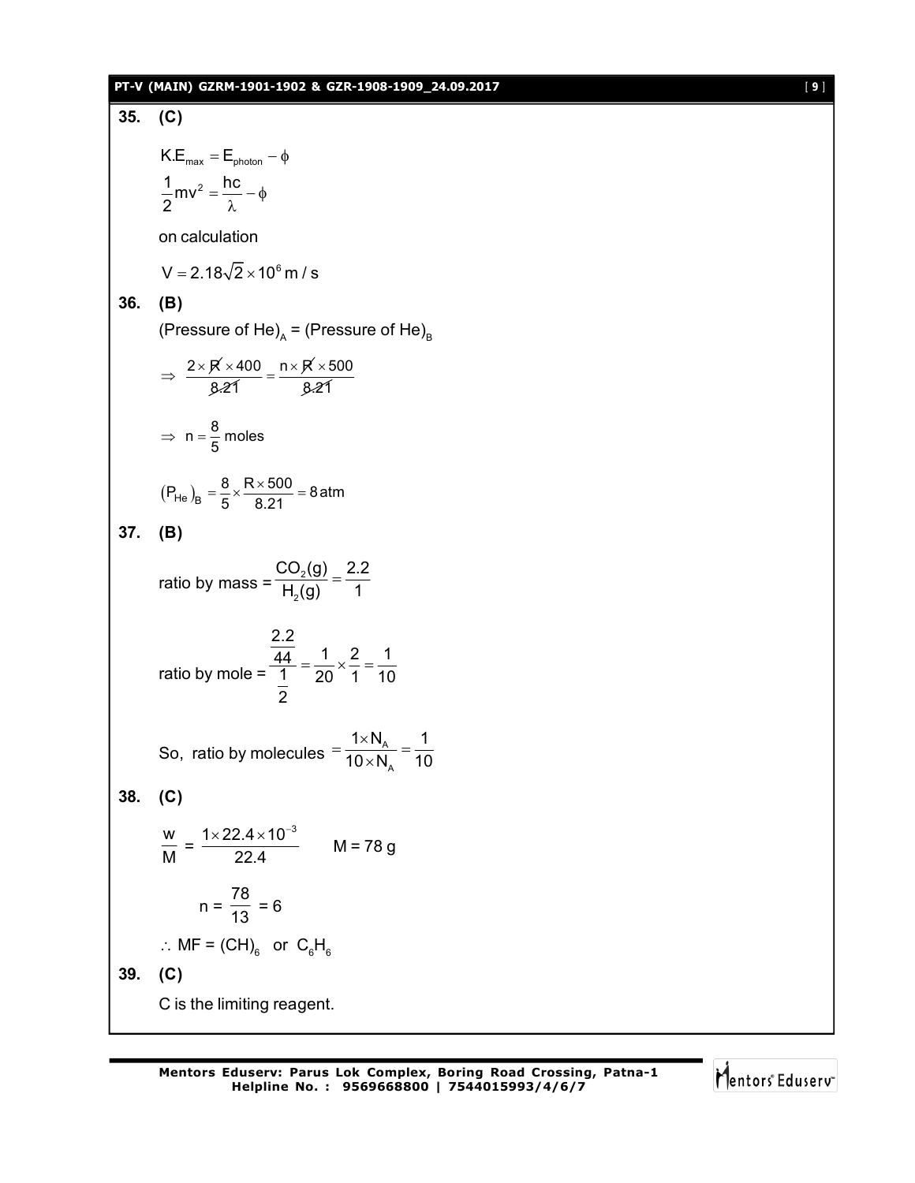**35. (C)**

$$K.E_{max} = E_{photon} - \phi$$

$$\frac{1}{2}mv^2 = \frac{hc}{\lambda} - \phi$$

on calculation

$$V = 2.18\sqrt{2} \times 10^6 \text{ m / s}$$

**36. (B)**

(Pressure of He)$_A$ = (Pressure of He)$_B$

$$\Rightarrow \frac{2 \times \cancel{R} \times 400}{\cancel{8.21}} = \frac{n \times \cancel{R} \times 500}{\cancel{8.21}}$$

$$\Rightarrow n = \frac{8}{5} \text{ moles}$$

$$(P_{He})_B = \frac{8}{5} \times \frac{R \times 500}{8.21} = 8 \text{ atm}$$

**37. (B)**

ratio by mass = $\dfrac{CO_2(g)}{H_2(g)} = \dfrac{2.2}{1}$

ratio by mole = $\dfrac{\frac{2.2}{44}}{\frac{1}{2}} = \dfrac{1}{20} \times \dfrac{2}{1} = \dfrac{1}{10}$

So, ratio by molecules $= \dfrac{1 \times N_A}{10 \times N_A} = \dfrac{1}{10}$

**38. (C)**

$$\frac{w}{M} = \frac{1 \times 22.4 \times 10^{-3}}{22.4} \qquad M = 78 \text{ g}$$

$$n = \frac{78}{13} = 6$$

$\therefore$ MF = $(CH)_6$ or $C_6H_6$

**39. (C)**

C is the limiting reagent.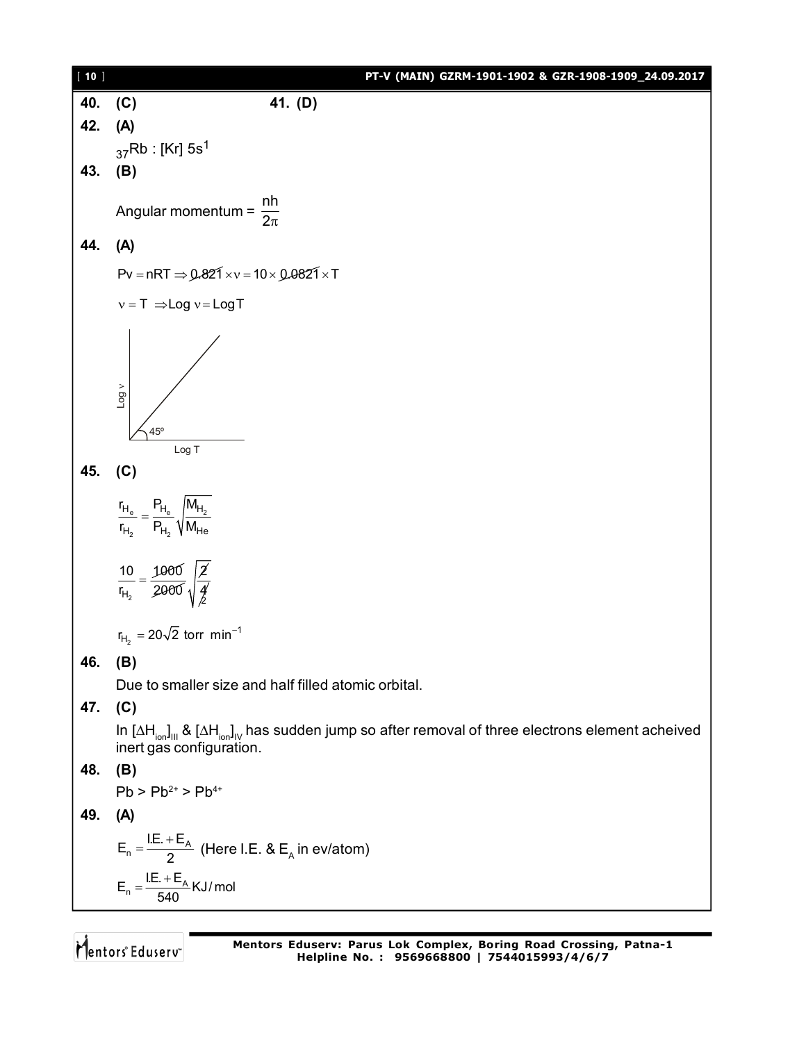**40. (C)** **41. (D)**

**42. (A)**

$_{37}$Rb : [Kr] $5s^1$

**43. (B)**

Angular momentum = $\frac{nh}{2\pi}$

**44. (A)**

$Pv = nRT \Rightarrow 0.821 \times v = 10 \times 0.0821 \times T$

$v = T \Rightarrow \text{Log } v = \text{Log} T$

Log v

45°

Log T

**45. (C)**

$$\frac{r_{H_e}}{r_{H_2}} = \frac{P_{H_e}}{P_{H_2}} \sqrt{\frac{M_{H_2}}{M_{He}}}$$

$$\frac{10}{r_{H_2}} = \frac{1000}{2000} \sqrt{\frac{2}{4}}$$

$r_{H_2} = 20\sqrt{2}$ torr $\text{min}^{-1}$

**46. (B)**

Due to smaller size and half filled atomic orbital.

**47. (C)**

In $[\Delta H_{ion}]_{III}$ & $[\Delta H_{ion}]_{IV}$ has sudden jump so after removal of three electrons element acheived inert gas configuration.

**48. (B)**

Pb > $Pb^{2+}$ > $Pb^{4+}$

**49. (A)**

$E_n = \frac{I.E. + E_A}{2}$ (Here I.E. & $E_A$ in ev/atom)

$E_n = \frac{I.E. + E_A}{540}$ KJ/mol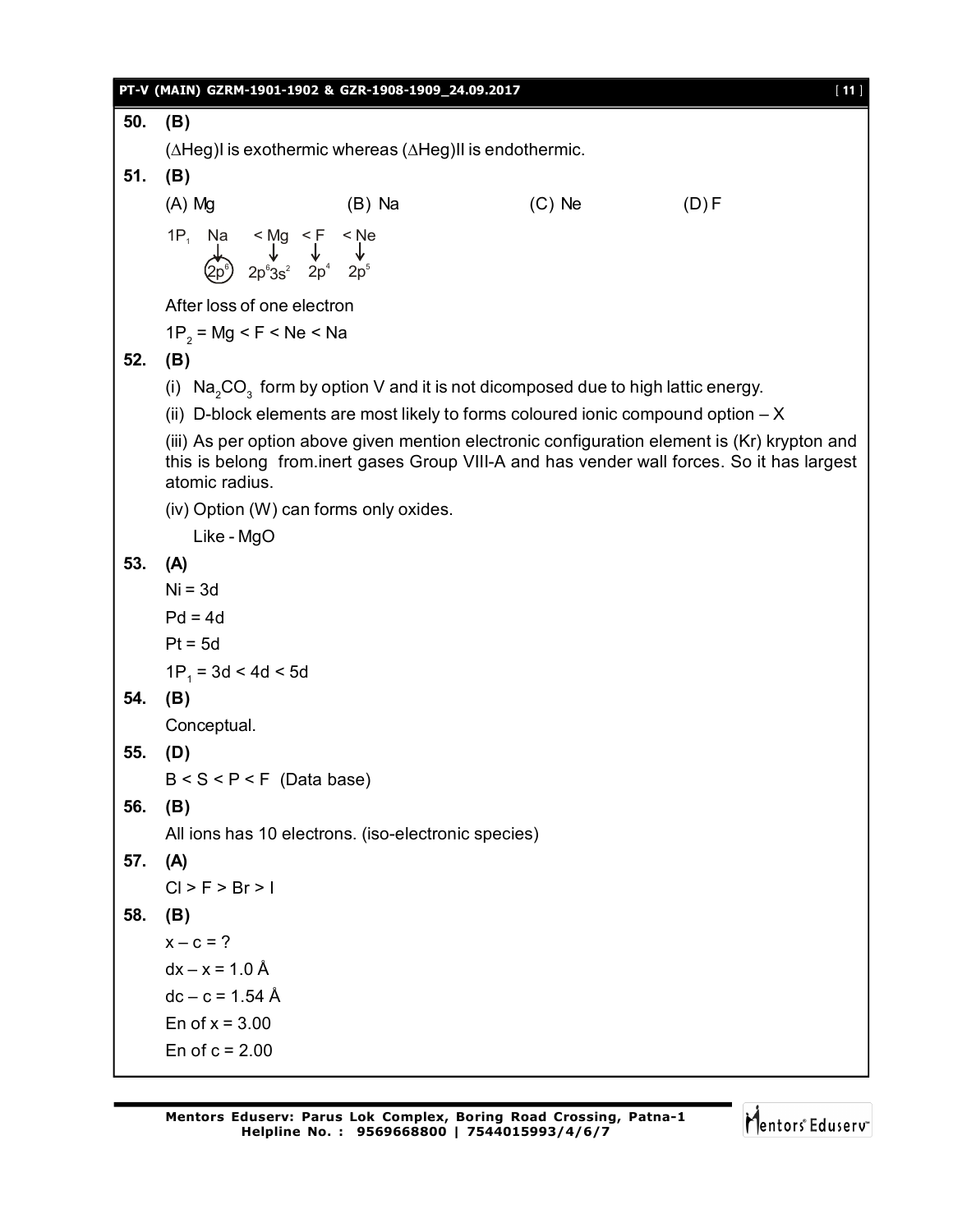**50.** **(B)**

($\Delta$Heg)I is exothermic whereas ($\Delta$Heg)II is endothermic.

**51.** **(B)**

(A) Mg (B) Na (C) Ne (D) F

$1P_1$ Na < Mg < F < Ne

$2p^6$ $2p^6 3s^2$ $2p^4$ $2p^5$

After loss of one electron

$1P_2$ = Mg < F < Ne < Na

**52.** **(B)**

(i) $Na_2CO_3$ form by option V and it is not dicomposed due to high lattic energy.

(ii) D-block elements are most likely to forms coloured ionic compound option – X

(iii) As per option above given mention electronic configuration element is (Kr) krypton and this is belong from.inert gases Group VIII-A and has vender wall forces. So it has largest atomic radius.

(iv) Option (W) can forms only oxides.

Like - MgO

**53.** **(A)**

Ni = 3d

Pd = 4d

Pt = 5d

$1P_1$ = 3d < 4d < 5d

**54.** **(B)**

Conceptual.

**55.** **(D)**

B < S < P < F (Data base)

**56.** **(B)**

All ions has 10 electrons. (iso-electronic species)

**57.** **(A)**

Cl > F > Br > I

**58.** **(B)**

x – c = ?

dx – x = 1.0 Å

dc – c = 1.54 Å

En of x = 3.00

En of c = 2.00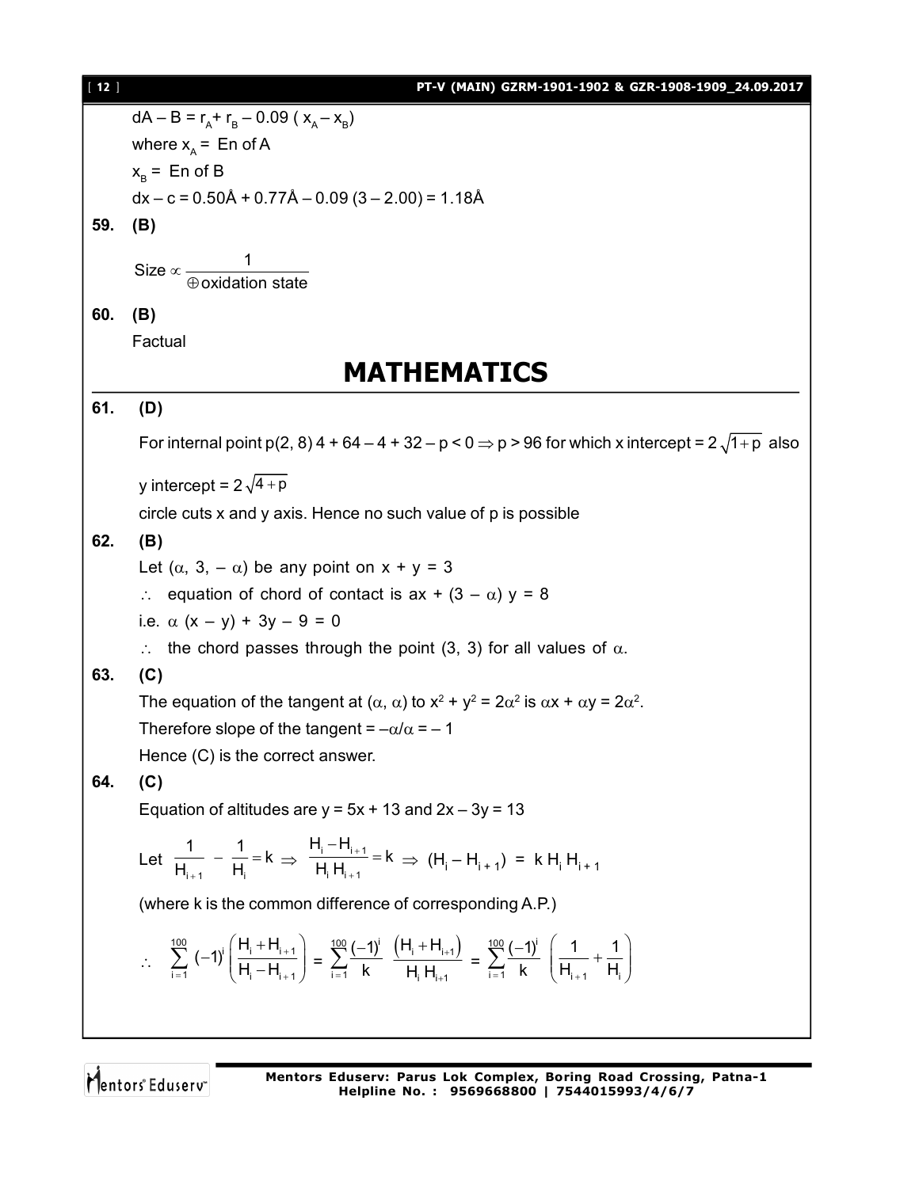$dA - B = r_A + r_B - 0.09 ( x_A - x_B)$

where $x_A$ = En of A

$x_B$ = En of B

$dx - c = 0.50Å + 0.77Å - 0.09 (3 - 2.00) = 1.18Å$

**59. (B)**

$$\text{Size} \propto \frac{1}{\oplus \text{oxidation state}}$$

**60. (B)**

Factual

# MATHEMATICS

**61. (D)**

For internal point p(2, 8) $4 + 64 - 4 + 32 - p < 0 \Rightarrow p > 96$ for which x intercept = $2\sqrt{1+p}$ also

y intercept = $2\sqrt{4+p}$

circle cuts x and y axis. Hence no such value of p is possible

**62. (B)**

Let $(\alpha, 3, -\alpha)$ be any point on $x + y = 3$

$\therefore$ equation of chord of contact is $ax + (3 - \alpha) y = 8$

i.e. $\alpha (x - y) + 3y - 9 = 0$

$\therefore$ the chord passes through the point (3, 3) for all values of $\alpha$.

**63. (C)**

The equation of the tangent at $(\alpha, \alpha)$ to $x^2 + y^2 = 2\alpha^2$ is $\alpha x + \alpha y = 2\alpha^2$.

Therefore slope of the tangent = $-\alpha/\alpha = -1$

Hence (C) is the correct answer.

**64. (C)**

Equation of altitudes are $y = 5x + 13$ and $2x - 3y = 13$

Let $\frac{1}{H_{i+1}} - \frac{1}{H_i} = k \Rightarrow \frac{H_i - H_{i+1}}{H_i H_{i+1}} = k \Rightarrow (H_i - H_{i+1}) = k H_i H_{i+1}$

(where k is the common difference of corresponding A.P.)

$$\therefore \sum_{i=1}^{100} (-1)^i \left(\frac{H_i + H_{i+1}}{H_i - H_{i+1}}\right) = \sum_{i=1}^{100} \frac{(-1)^i}{k} \frac{(H_i + H_{i+1})}{H_i H_{i+1}} = \sum_{i=1}^{100} \frac{(-1)^i}{k} \left(\frac{1}{H_{i+1}} + \frac{1}{H_i}\right)$$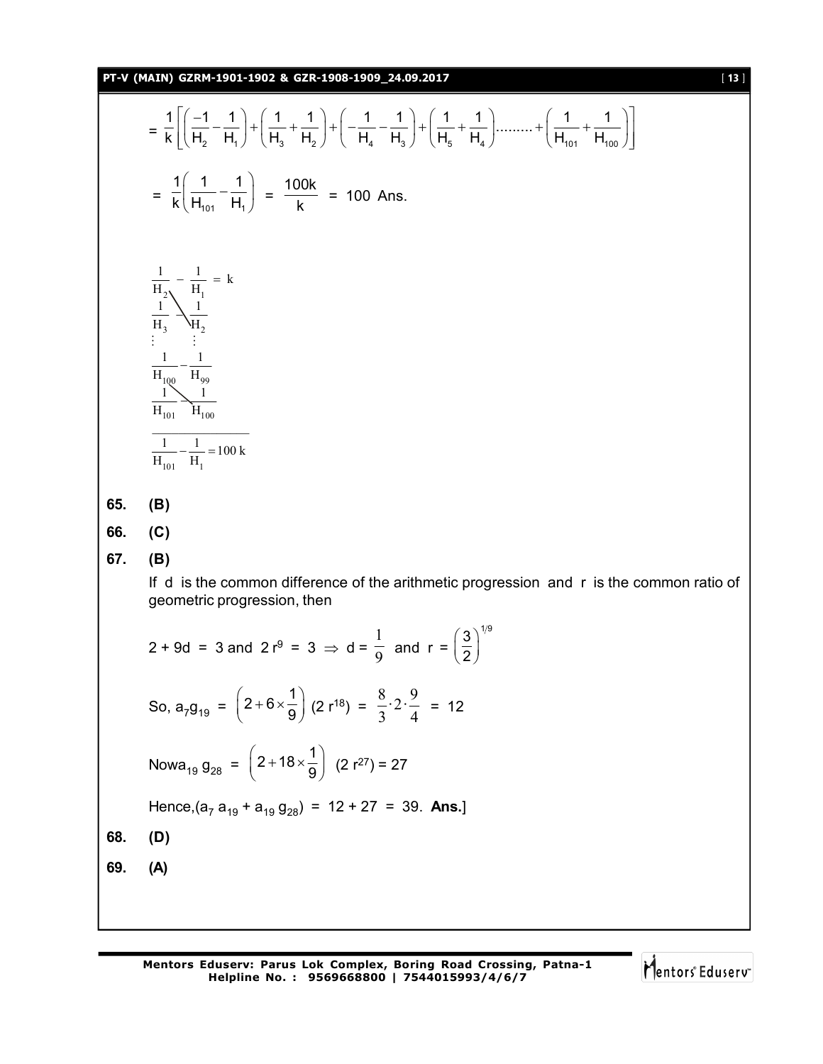$$= \frac{1}{k}\left[\left(\frac{-1}{H_2}-\frac{1}{H_1}\right)+\left(\frac{1}{H_3}+\frac{1}{H_2}\right)+\left(-\frac{1}{H_4}-\frac{1}{H_3}\right)+\left(\frac{1}{H_5}+\frac{1}{H_4}\right)\cdots\cdots\cdots+\left(\frac{1}{H_{101}}+\frac{1}{H_{100}}\right)\right]$$

$$= \frac{1}{k}\left(\frac{1}{H_{101}}-\frac{1}{H_1}\right) = \frac{100k}{k} = 100 \text{ Ans.}$$

$$\frac{1}{H_2} - \frac{1}{H_1} = k$$

$$\frac{1}{H_3} - \frac{1}{H_2}$$

$$\vdots \qquad \vdots$$

$$\frac{1}{H_{100}} - \frac{1}{H_{99}}$$

$$\frac{1}{H_{101}} - \frac{1}{H_{100}}$$

$$\frac{1}{H_{101}} - \frac{1}{H_1} = 100\,k$$

**65.** **(B)**

**66.** **(C)**

**67.** **(B)**

If d is the common difference of the arithmetic progression and r is the common ratio of geometric progression, then

$2 + 9d = 3$ and $2r^9 = 3 \Rightarrow d = \frac{1}{9}$ and $r = \left(\frac{3}{2}\right)^{1/9}$

So, $a_7 g_{19} = \left(2+6\times\frac{1}{9}\right)(2r^{18}) = \frac{8}{3}\cdot 2\cdot\frac{9}{4} = 12$

Now $a_{19}\, g_{28} = \left(2+18\times\frac{1}{9}\right)(2r^{27}) = 27$

Hence, $(a_7\, a_{19} + a_{19}\, g_{28}) = 12 + 27 = 39$. **Ans.**]

**68.** **(D)**

**69.** **(A)**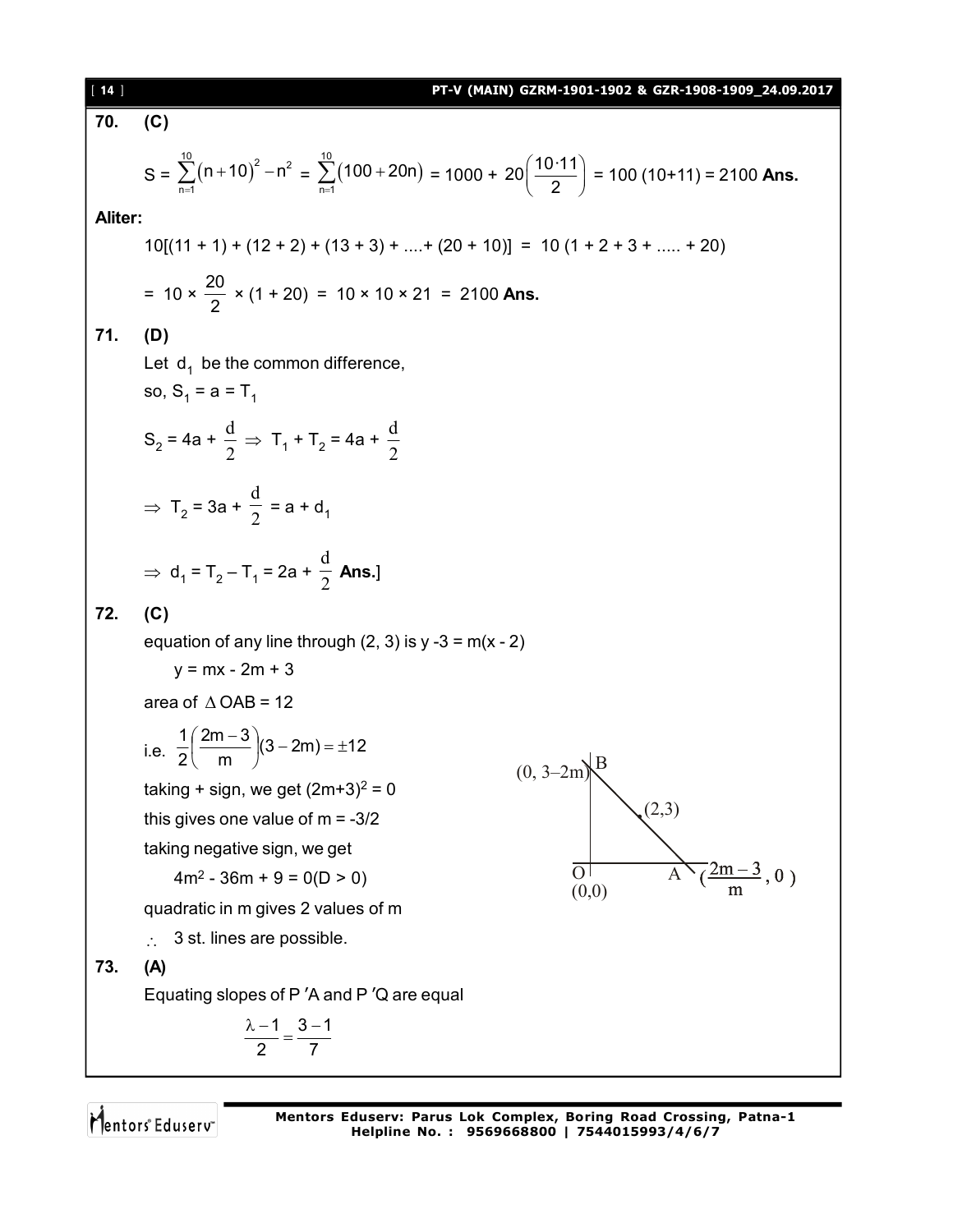**70. (C)**

$$S = \sum_{n=1}^{10}(n+10)^2 - n^2 = \sum_{n=1}^{10}(100+20n) = 1000 + 20\left(\frac{10\cdot 11}{2}\right) = 100\,(10+11) = 2100 \text{ **Ans.**}$$

**Aliter:**

$10[(11 + 1) + (12 + 2) + (13 + 3) + \ldots + (20 + 10)] = 10\,(1 + 2 + 3 + \ldots + 20)$

$= 10 \times \frac{20}{2} \times (1 + 20) = 10 \times 10 \times 21 = 2100$ **Ans.**

**71. (D)**

Let $d_1$ be the common difference,

so, $S_1 = a = T_1$

$S_2 = 4a + \frac{d}{2} \Rightarrow T_1 + T_2 = 4a + \frac{d}{2}$

$\Rightarrow T_2 = 3a + \frac{d}{2} = a + d_1$

$\Rightarrow d_1 = T_2 - T_1 = 2a + \frac{d}{2}$ **Ans.**]

**72. (C)**

equation of any line through (2, 3) is $y - 3 = m(x - 2)$

$y = mx - 2m + 3$

area of $\Delta$ OAB = 12

i.e. $\frac{1}{2}\left(\frac{2m-3}{m}\right)(3-2m) = \pm 12$

taking + sign, we get $(2m+3)^2 = 0$

this gives one value of $m = -3/2$

taking negative sign, we get

$4m^2 - 36m + 9 = 0 \,(D > 0)$

quadratic in m gives 2 values of m

$\therefore$ 3 st. lines are possible.

(Figure: line through (2,3) meeting y-axis at B $(0, 3-2m)$ and x-axis at A $\left(\frac{2m-3}{m}, 0\right)$, O (0,0))

**73. (A)**

Equating slopes of P′A and P′Q are equal

$$\frac{\lambda - 1}{2} = \frac{3-1}{7}$$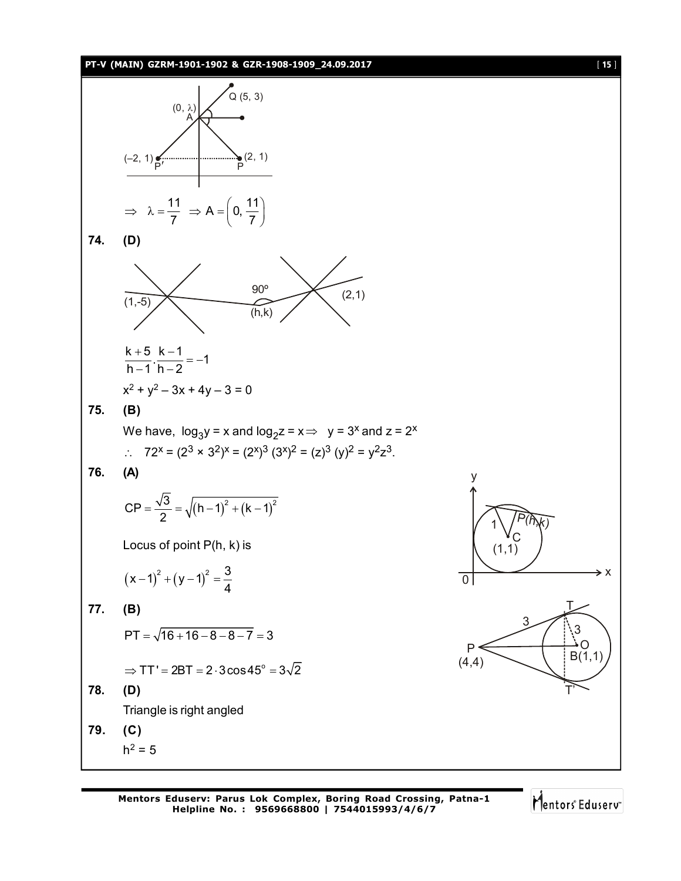$\Rightarrow \lambda = \frac{11}{7} \Rightarrow A = \left(0, \frac{11}{7}\right)$

**74. (D)**

$\frac{k+5}{h-1} \cdot \frac{k-1}{h-2} = -1$

$x^2 + y^2 - 3x + 4y - 3 = 0$

**75. (B)**

We have, $\log_3 y = x$ and $\log_2 z = x \Rightarrow y = 3^x$ and $z = 2^x$

$\therefore \; 72^x = (2^3 \times 3^2)^x = (2^x)^3 \, (3^x)^2 = (z)^3 \, (y)^2 = y^2 z^3$.

**76. (A)**

$CP = \frac{\sqrt{3}}{2} = \sqrt{(h-1)^2 + (k-1)^2}$

Locus of point P(h, k) is

$(x-1)^2 + (y-1)^2 = \frac{3}{4}$

**77. (B)**

$PT = \sqrt{16 + 16 - 8 - 8 - 7} = 3$

$\Rightarrow TT' = 2BT = 2 \cdot 3 \cos 45^\circ = 3\sqrt{2}$

**78. (D)**

Triangle is right angled

**79. (C)**

$h^2 = 5$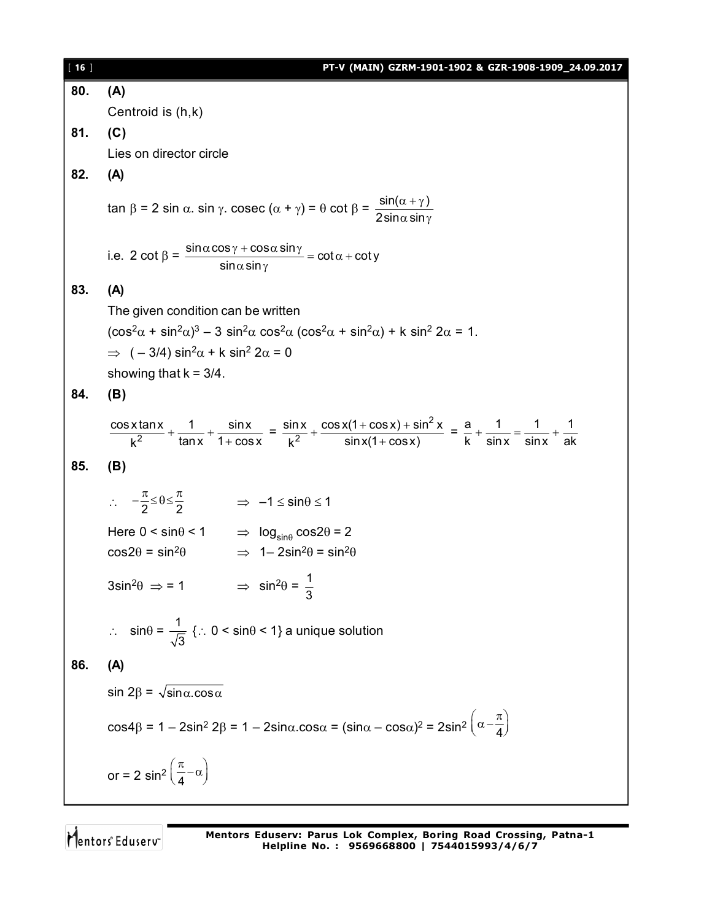**80.** **(A)**

Centroid is (h,k)

**81.** **(C)**

Lies on director circle

**82.** **(A)**

$\tan \beta = 2 \sin \alpha . \sin \gamma . \operatorname{cosec} (\alpha + \gamma) = \theta \cot \beta = \dfrac{\sin(\alpha+\gamma)}{2\sin\alpha\sin\gamma}$

i.e. $2 \cot \beta = \dfrac{\sin\alpha\cos\gamma + \cos\alpha\sin\gamma}{\sin\alpha\sin\gamma} = \cot\alpha + \cot y$

**83.** **(A)**

The given condition can be written

$(\cos^2\alpha + \sin^2\alpha)^3 - 3\sin^2\alpha\cos^2\alpha(\cos^2\alpha + \sin^2\alpha) + k\sin^2 2\alpha = 1.$

$\Rightarrow \ (-3/4)\sin^2\alpha + k\sin^2 2\alpha = 0$

showing that $k = 3/4$.

**84.** **(B)**

$$\frac{\cos x \tan x}{k^2} + \frac{1}{\tan x} + \frac{\sin x}{1+\cos x} = \frac{\sin x}{k^2} + \frac{\cos x(1+\cos x) + \sin^2 x}{\sin x(1+\cos x)} = \frac{a}{k} + \frac{1}{\sin x} = \frac{1}{\sin x} + \frac{1}{ak}$$

**85.** **(B)**

$\therefore \ -\frac{\pi}{2} \le \theta \le \frac{\pi}{2} \qquad \Rightarrow \ -1 \le \sin\theta \le 1$

Here $0 < \sin\theta < 1 \qquad \Rightarrow \ \log_{\sin\theta}\cos 2\theta = 2$

$\cos 2\theta = \sin^2\theta \qquad \Rightarrow \ 1 - 2\sin^2\theta = \sin^2\theta$

$3\sin^2\theta \Rightarrow = 1 \qquad \Rightarrow \ \sin^2\theta = \frac{1}{3}$

$\therefore \ \sin\theta = \frac{1}{\sqrt{3}}$ $\{\therefore 0 < \sin\theta < 1\}$ a unique solution

**86.** **(A)**

$\sin 2\beta = \sqrt{\sin\alpha . \cos\alpha}$

$\cos 4\beta = 1 - 2\sin^2 2\beta = 1 - 2\sin\alpha.\cos\alpha = (\sin\alpha - \cos\alpha)^2 = 2\sin^2\left(\alpha - \frac{\pi}{4}\right)$

or $= 2\sin^2\left(\frac{\pi}{4} - \alpha\right)$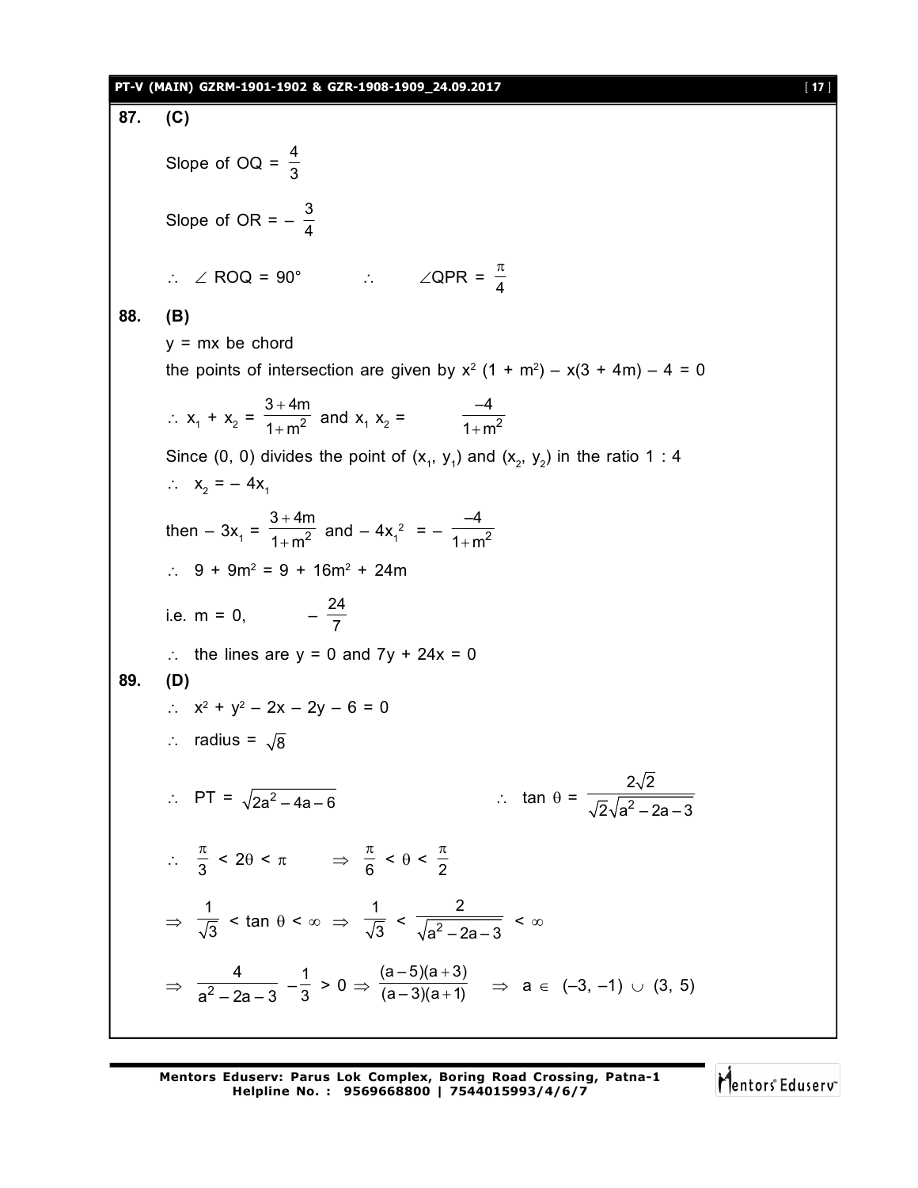**87. (C)**

Slope of OQ = $\frac{4}{3}$

Slope of OR = $-\frac{3}{4}$

$\therefore \angle ROQ = 90°$ $\quad\quad \therefore \quad \angle QPR = \frac{\pi}{4}$

**88. (B)**

y = mx be chord

the points of intersection are given by $x^2(1 + m^2) - x(3 + 4m) - 4 = 0$

$\therefore x_1 + x_2 = \frac{3+4m}{1+m^2}$ and $x_1 x_2 = \frac{-4}{1+m^2}$

Since (0, 0) divides the point of $(x_1, y_1)$ and $(x_2, y_2)$ in the ratio 1 : 4

$\therefore \quad x_2 = -4x_1$

then $-3x_1 = \frac{3+4m}{1+m^2}$ and $-4x_1^2 = -\frac{-4}{1+m^2}$

$\therefore \quad 9 + 9m^2 = 9 + 16m^2 + 24m$

i.e. m = 0, $\quad -\frac{24}{7}$

$\therefore$ the lines are y = 0 and 7y + 24x = 0

**89. (D)**

$\therefore \quad x^2 + y^2 - 2x - 2y - 6 = 0$

$\therefore$ radius = $\sqrt{8}$

$\therefore \quad PT = \sqrt{2a^2 - 4a - 6}$ $\quad\quad \therefore \tan\theta = \frac{2\sqrt{2}}{\sqrt{2}\sqrt{a^2 - 2a - 3}}$

$\therefore \quad \frac{\pi}{3} < 2\theta < \pi \quad \Rightarrow \quad \frac{\pi}{6} < \theta < \frac{\pi}{2}$

$\Rightarrow \quad \frac{1}{\sqrt{3}} < \tan\theta < \infty \Rightarrow \frac{1}{\sqrt{3}} < \frac{2}{\sqrt{a^2 - 2a - 3}} < \infty$

$\Rightarrow \quad \frac{4}{a^2 - 2a - 3} - \frac{1}{3} > 0 \Rightarrow \frac{(a-5)(a+3)}{(a-3)(a+1)} \quad \Rightarrow \quad a \in (-3, -1) \cup (3, 5)$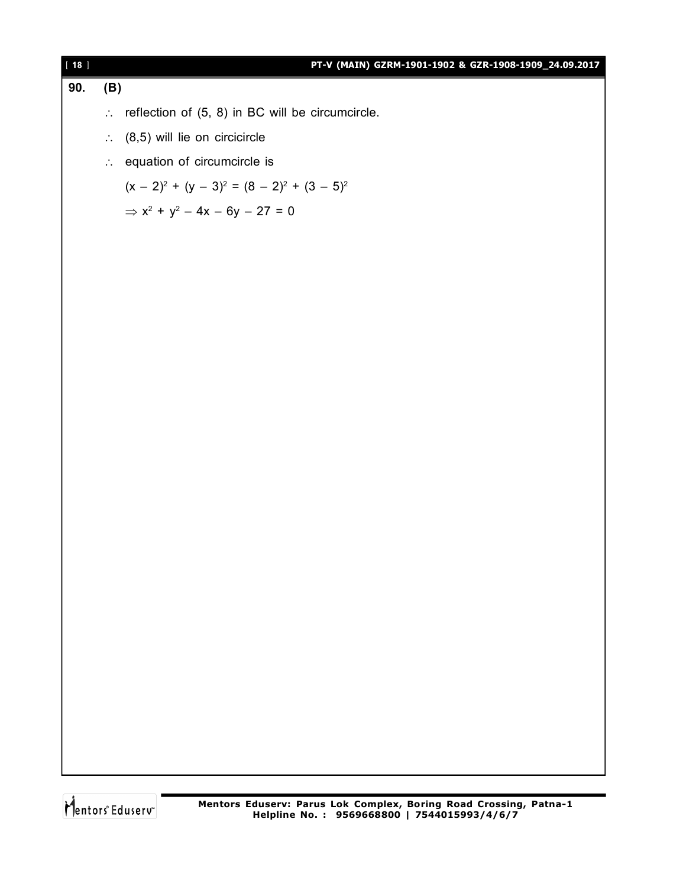**90.** **(B)**

$\therefore$ reflection of (5, 8) in BC will be circumcircle.

$\therefore$ (8,5) will lie on circicircle

$\therefore$ equation of circumcircle is

$$(x - 2)^2 + (y - 3)^2 = (8 - 2)^2 + (3 - 5)^2$$

$$\Rightarrow x^2 + y^2 - 4x - 6y - 27 = 0$$